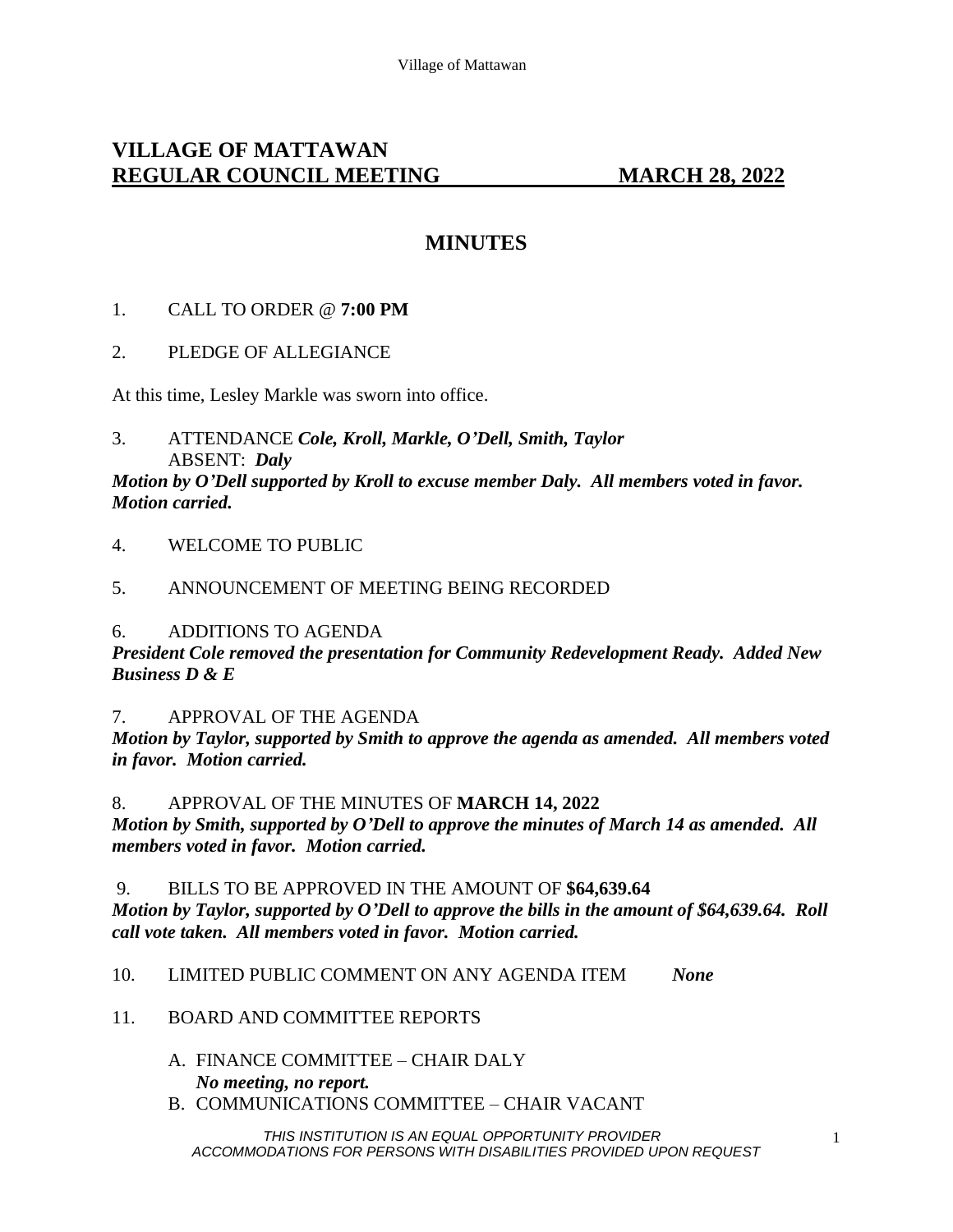# VILLAGE OF MATTAWAN
## REGULAR COUNCIL MEETING MARCH 28, 2022

## MINUTES

1. CALL TO ORDER @ **7:00 PM**

2. PLEDGE OF ALLEGIANCE

At this time, Lesley Markle was sworn into office.

3. ATTENDANCE ***Cole, Kroll, Markle, O'Dell, Smith, Taylor***
   ABSENT: ***Daly***

***Motion by O'Dell supported by Kroll to excuse member Daly. All members voted in favor. Motion carried.***

4. WELCOME TO PUBLIC

5. ANNOUNCEMENT OF MEETING BEING RECORDED

6. ADDITIONS TO AGENDA

***President Cole removed the presentation for Community Redevelopment Ready. Added New Business D & E***

7. APPROVAL OF THE AGENDA

***Motion by Taylor, supported by Smith to approve the agenda as amended. All members voted in favor. Motion carried.***

8. APPROVAL OF THE MINUTES OF **MARCH 14, 2022**

***Motion by Smith, supported by O'Dell to approve the minutes of March 14 as amended. All members voted in favor. Motion carried.***

9. BILLS TO BE APPROVED IN THE AMOUNT OF **$64,639.64**

***Motion by Taylor, supported by O'Dell to approve the bills in the amount of $64,639.64. Roll call vote taken. All members voted in favor. Motion carried.***

10. LIMITED PUBLIC COMMENT ON ANY AGENDA ITEM ***None***

11. BOARD AND COMMITTEE REPORTS

    A. FINANCE COMMITTEE – CHAIR DALY
       ***No meeting, no report.***

    B. COMMUNICATIONS COMMITTEE – CHAIR VACANT

*THIS INSTITUTION IS AN EQUAL OPPORTUNITY PROVIDER*
*ACCOMMODATIONS FOR PERSONS WITH DISABILITIES PROVIDED UPON REQUEST*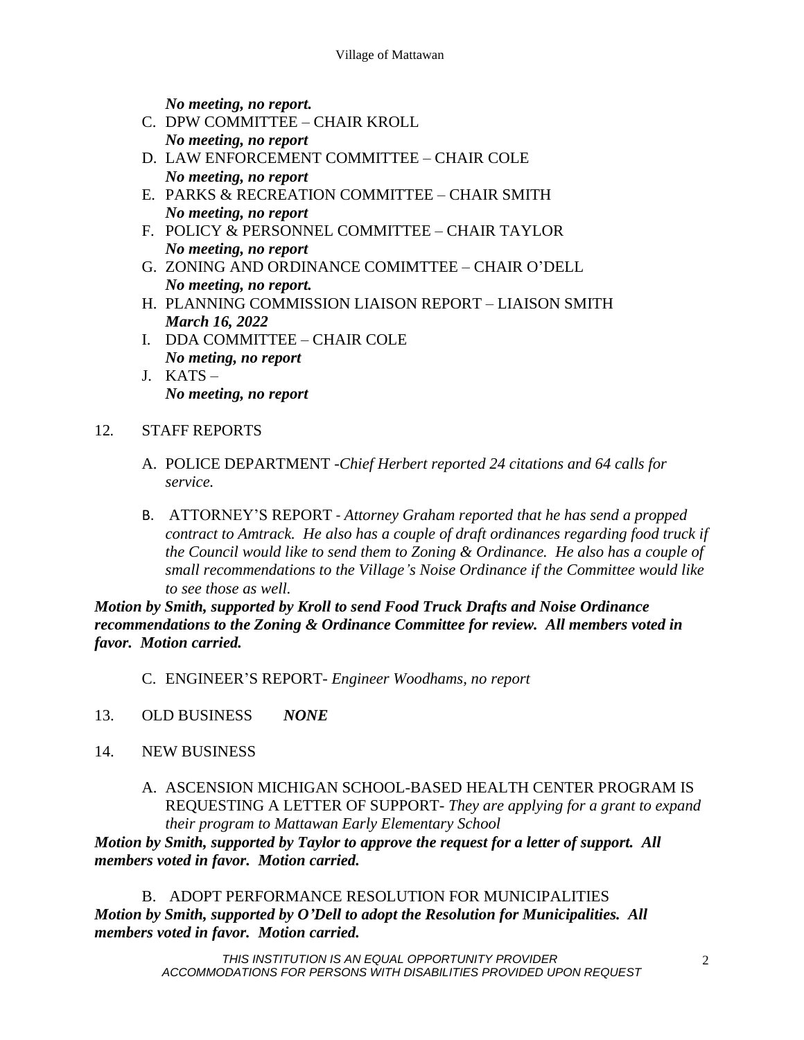*No meeting, no report.*

C. DPW COMMITTEE – CHAIR KROLL
*No meeting, no report*

D. LAW ENFORCEMENT COMMITTEE – CHAIR COLE
*No meeting, no report*

E. PARKS & RECREATION COMMITTEE – CHAIR SMITH
*No meeting, no report*

F. POLICY & PERSONNEL COMMITTEE – CHAIR TAYLOR
*No meeting, no report*

G. ZONING AND ORDINANCE COMIMTTEE – CHAIR O'DELL
*No meeting, no report.*

H. PLANNING COMMISSION LIAISON REPORT – LIAISON SMITH
*March 16, 2022*

I. DDA COMMITTEE – CHAIR COLE
*No meting, no report*

J. KATS –
*No meeting, no report*

12. STAFF REPORTS

A. POLICE DEPARTMENT -*Chief Herbert reported 24 citations and 64 calls for service.*

B. ATTORNEY'S REPORT - *Attorney Graham reported that he has send a propped contract to Amtrack. He also has a couple of draft ordinances regarding food truck if the Council would like to send them to Zoning & Ordinance. He also has a couple of small recommendations to the Village's Noise Ordinance if the Committee would like to see those as well.*

***Motion by Smith, supported by Kroll to send Food Truck Drafts and Noise Ordinance recommendations to the Zoning & Ordinance Committee for review. All members voted in favor. Motion carried.***

C. ENGINEER'S REPORT- *Engineer Woodhams, no report*

13. OLD BUSINESS ***NONE***

14. NEW BUSINESS

A. ASCENSION MICHIGAN SCHOOL-BASED HEALTH CENTER PROGRAM IS REQUESTING A LETTER OF SUPPORT- *They are applying for a grant to expand their program to Mattawan Early Elementary School*

***Motion by Smith, supported by Taylor to approve the request for a letter of support. All members voted in favor. Motion carried.***

B. ADOPT PERFORMANCE RESOLUTION FOR MUNICIPALITIES

***Motion by Smith, supported by O'Dell to adopt the Resolution for Municipalities. All members voted in favor. Motion carried.***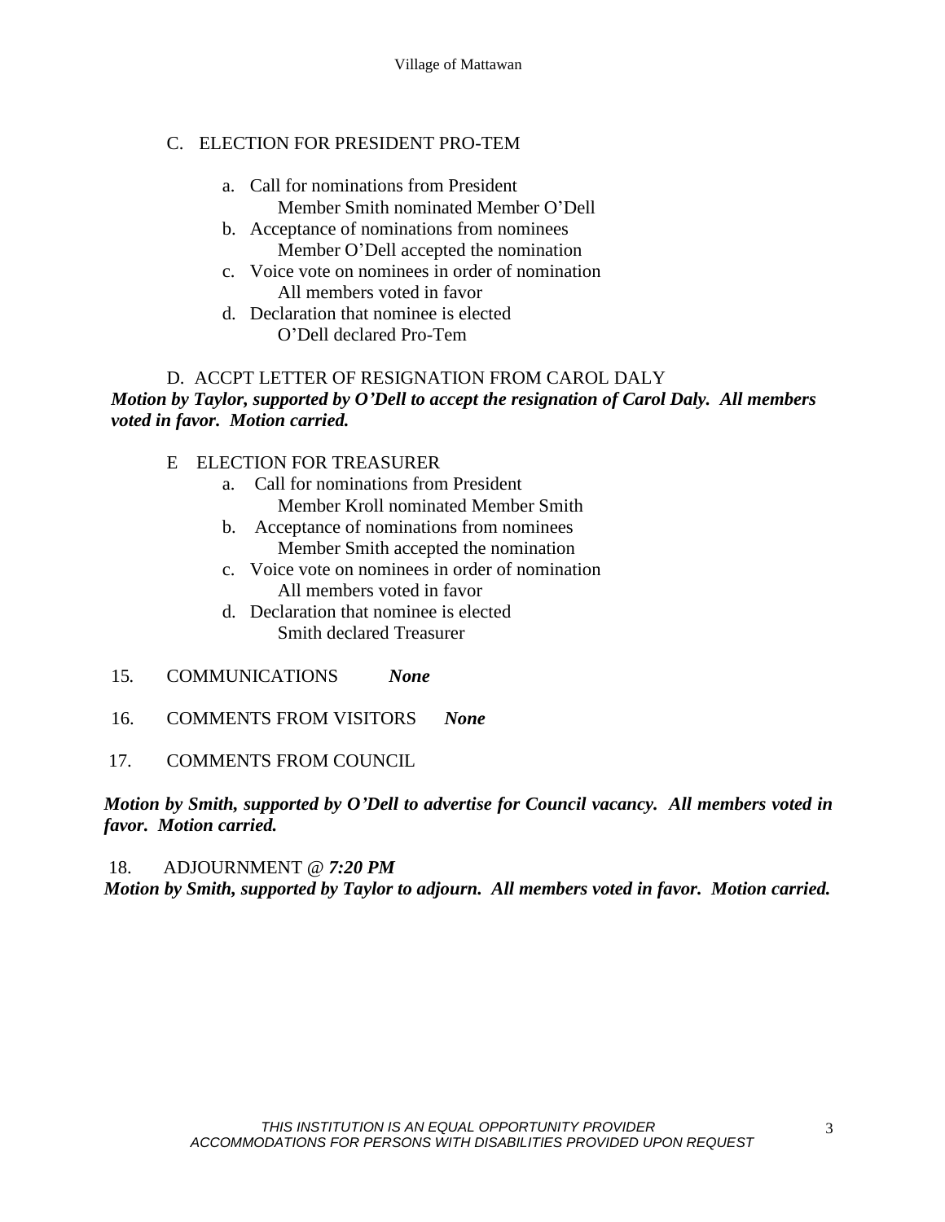C. ELECTION FOR PRESIDENT PRO-TEM

a. Call for nominations from President
   Member Smith nominated Member O'Dell
b. Acceptance of nominations from nominees
   Member O'Dell accepted the nomination
c. Voice vote on nominees in order of nomination
   All members voted in favor
d. Declaration that nominee is elected
   O'Dell declared Pro-Tem

D. ACCPT LETTER OF RESIGNATION FROM CAROL DALY

***Motion by Taylor, supported by O'Dell to accept the resignation of Carol Daly. All members voted in favor. Motion carried.***

E ELECTION FOR TREASURER

a. Call for nominations from President
   Member Kroll nominated Member Smith
b. Acceptance of nominations from nominees
   Member Smith accepted the nomination
c. Voice vote on nominees in order of nomination
   All members voted in favor
d. Declaration that nominee is elected
   Smith declared Treasurer

15. COMMUNICATIONS ***None***

16. COMMENTS FROM VISITORS ***None***

17. COMMENTS FROM COUNCIL

***Motion by Smith, supported by O'Dell to advertise for Council vacancy. All members voted in favor. Motion carried.***

18. ADJOURNMENT @ ***7:20 PM***

***Motion by Smith, supported by Taylor to adjourn. All members voted in favor. Motion carried.***

*THIS INSTITUTION IS AN EQUAL OPPORTUNITY PROVIDER*
*ACCOMMODATIONS FOR PERSONS WITH DISABILITIES PROVIDED UPON REQUEST*